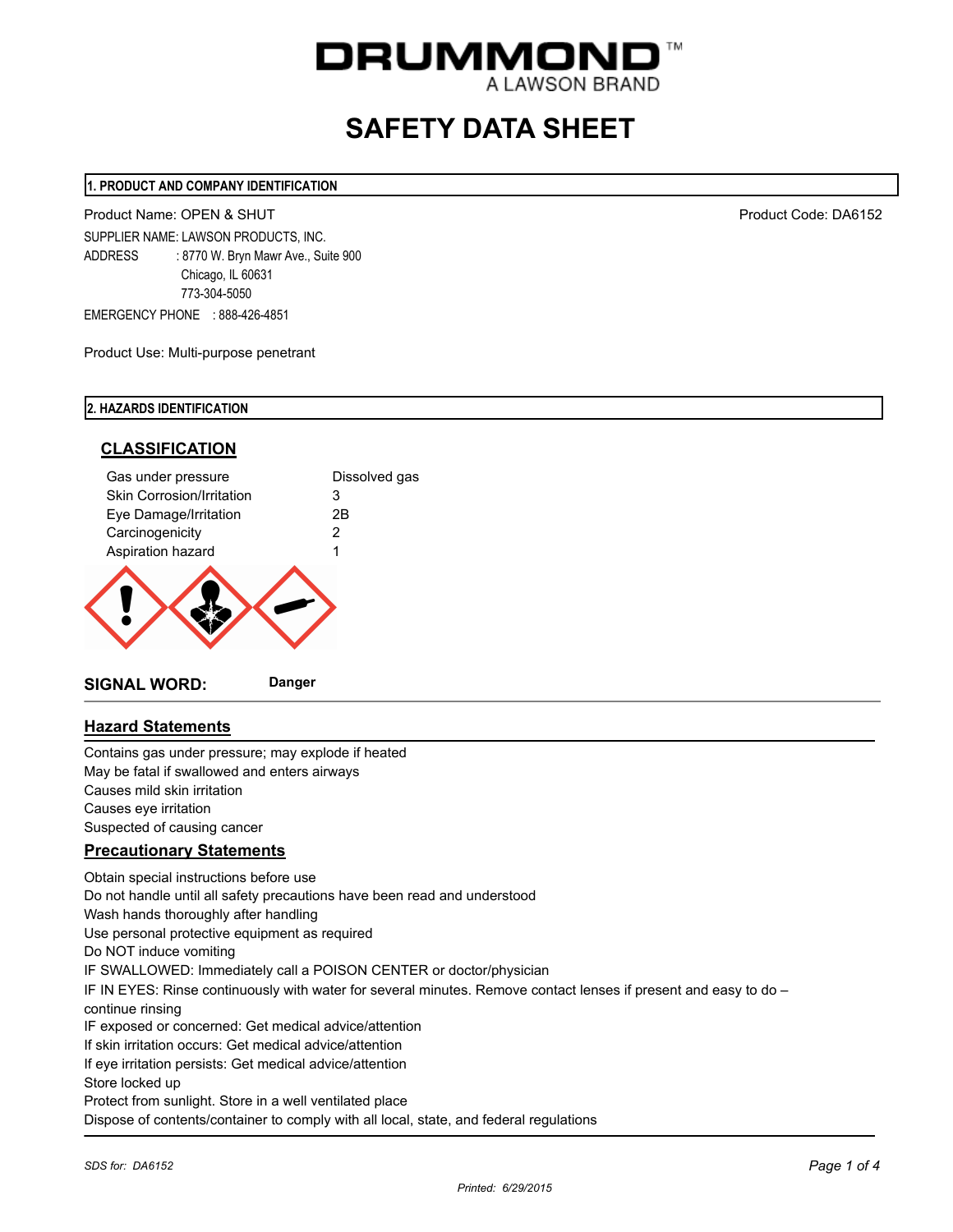# DRUMMOND™

A LAWSON BRAND

# SAFETY DATA SHEET

## 1. PRODUCT AND COMPANY IDENTIFICATION

Product Name: OPEN & SHUT

Product Code: DA6152

SUPPLIER NAME: LAWSON PRODUCTS, INC.

ADDRESS : 8770 W. Bryn Mawr Ave., Suite 900
Chicago, IL 60631
773-304-5050

EMERGENCY PHONE : 888-426-4851

Product Use: Multi-purpose penetrant

## 2. HAZARDS IDENTIFICATION

### CLASSIFICATION

| | |
|---|---|
| Gas under pressure | Dissolved gas |
| Skin Corrosion/Irritation | 3 |
| Eye Damage/Irritation | 2B |
| Carcinogenicity | 2 |
| Aspiration hazard | 1 |

**SIGNAL WORD:** **Danger**

### Hazard Statements

Contains gas under pressure; may explode if heated
May be fatal if swallowed and enters airways
Causes mild skin irritation
Causes eye irritation
Suspected of causing cancer

### Precautionary Statements

Obtain special instructions before use
Do not handle until all safety precautions have been read and understood
Wash hands thoroughly after handling
Use personal protective equipment as required
Do NOT induce vomiting
IF SWALLOWED: Immediately call a POISON CENTER or doctor/physician
IF IN EYES: Rinse continuously with water for several minutes. Remove contact lenses if present and easy to do – continue rinsing
IF exposed or concerned: Get medical advice/attention
If skin irritation occurs: Get medical advice/attention
If eye irritation persists: Get medical advice/attention
Store locked up
Protect from sunlight. Store in a well ventilated place
Dispose of contents/container to comply with all local, state, and federal regulations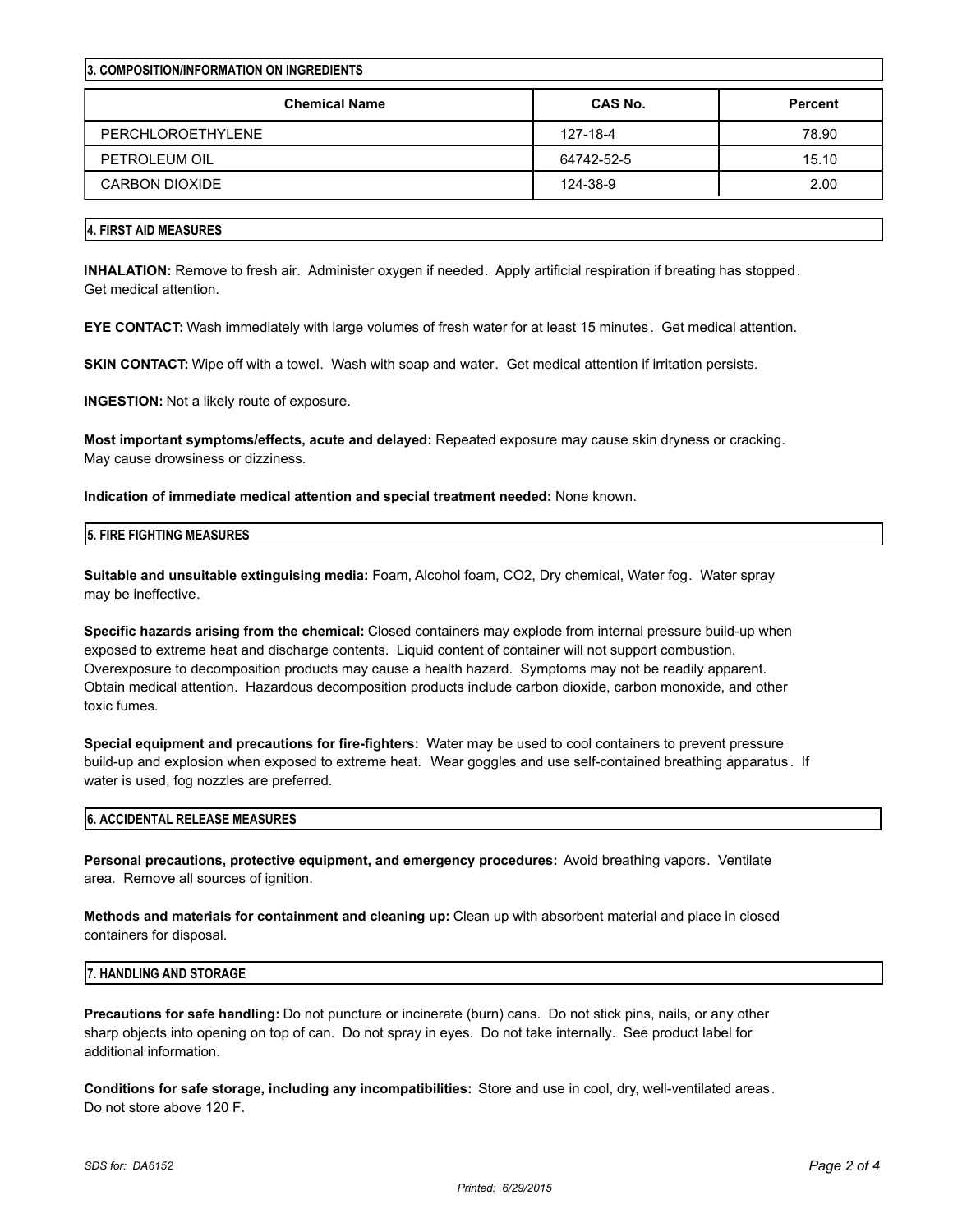## 3. COMPOSITION/INFORMATION ON INGREDIENTS

| Chemical Name | CAS No. | Percent |
|---|---|---|
| PERCHLOROETHYLENE | 127-18-4 | 78.90 |
| PETROLEUM OIL | 64742-52-5 | 15.10 |
| CARBON DIOXIDE | 124-38-9 | 2.00 |

## 4. FIRST AID MEASURES

**INHALATION:** Remove to fresh air. Administer oxygen if needed. Apply artificial respiration if breating has stopped. Get medical attention.

**EYE CONTACT:** Wash immediately with large volumes of fresh water for at least 15 minutes. Get medical attention.

**SKIN CONTACT:** Wipe off with a towel. Wash with soap and water. Get medical attention if irritation persists.

**INGESTION:** Not a likely route of exposure.

**Most important symptoms/effects, acute and delayed:** Repeated exposure may cause skin dryness or cracking. May cause drowsiness or dizziness.

**Indication of immediate medical attention and special treatment needed:** None known.

## 5. FIRE FIGHTING MEASURES

**Suitable and unsuitable extinguising media:** Foam, Alcohol foam, $CO_2$, Dry chemical, Water fog. Water spray may be ineffective.

**Specific hazards arising from the chemical:** Closed containers may explode from internal pressure build-up when exposed to extreme heat and discharge contents. Liquid content of container will not support combustion. Overexposure to decomposition products may cause a health hazard. Symptoms may not be readily apparent. Obtain medical attention. Hazardous decomposition products include carbon dioxide, carbon monoxide, and other toxic fumes.

**Special equipment and precautions for fire-fighters:** Water may be used to cool containers to prevent pressure build-up and explosion when exposed to extreme heat. Wear goggles and use self-contained breathing apparatus. If water is used, fog nozzles are preferred.

## 6. ACCIDENTAL RELEASE MEASURES

**Personal precautions, protective equipment, and emergency procedures:** Avoid breathing vapors. Ventilate area. Remove all sources of ignition.

**Methods and materials for containment and cleaning up:** Clean up with absorbent material and place in closed containers for disposal.

## 7. HANDLING AND STORAGE

**Precautions for safe handling:** Do not puncture or incinerate (burn) cans. Do not stick pins, nails, or any other sharp objects into opening on top of can. Do not spray in eyes. Do not take internally. See product label for additional information.

**Conditions for safe storage, including any incompatibilities:** Store and use in cool, dry, well-ventilated areas. Do not store above 120 F.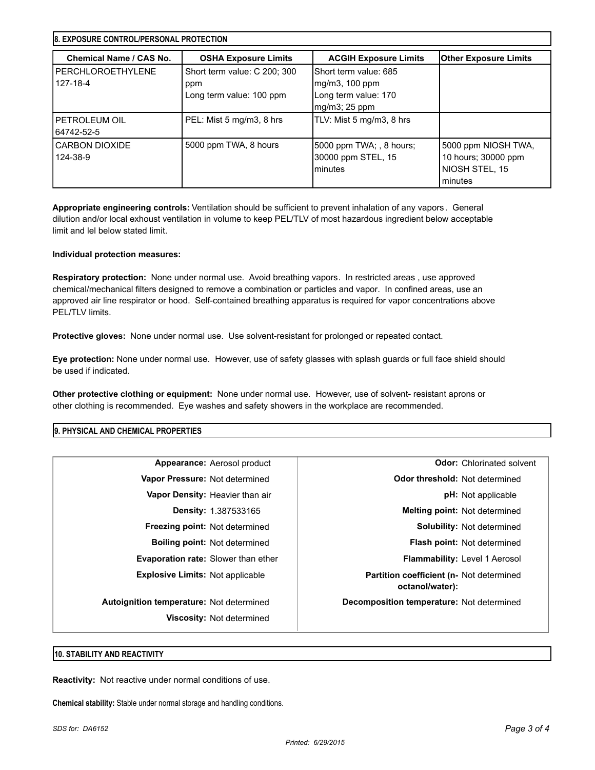## 8. EXPOSURE CONTROL/PERSONAL PROTECTION

| Chemical Name / CAS No. | OSHA Exposure Limits | ACGIH Exposure Limits | Other Exposure Limits |
|---|---|---|---|
| PERCHLOROETHYLENE<br>127-18-4 | Short term value: C 200; 300 ppm<br>Long term value: 100 ppm | Short term value: 685 mg/m3, 100 ppm<br>Long term value: 170 mg/m3; 25 ppm | |
| PETROLEUM OIL<br>64742-52-5 | PEL: Mist 5 mg/m3, 8 hrs | TLV: Mist 5 mg/m3, 8 hrs | |
| CARBON DIOXIDE<br>124-38-9 | 5000 ppm TWA, 8 hours | 5000 ppm TWA; , 8 hours; 30000 ppm STEL, 15 minutes | 5000 ppm NIOSH TWA, 10 hours; 30000 ppm NIOSH STEL, 15 minutes |

**Appropriate engineering controls:** Ventilation should be sufficient to prevent inhalation of any vapors. General dilution and/or local exhoust ventilation in volume to keep PEL/TLV of most hazardous ingredient below acceptable limit and lel below stated limit.

**Individual protection measures:**

**Respiratory protection:** None under normal use. Avoid breathing vapors. In restricted areas , use approved chemical/mechanical filters designed to remove a combination or particles and vapor. In confined areas, use an approved air line respirator or hood. Self-contained breathing apparatus is required for vapor concentrations above PEL/TLV limits.

**Protective gloves:** None under normal use. Use solvent-resistant for prolonged or repeated contact.

**Eye protection:** None under normal use. However, use of safety glasses with splash guards or full face shield should be used if indicated.

**Other protective clothing or equipment:** None under normal use. However, use of solvent- resistant aprons or other clothing is recommended. Eye washes and safety showers in the workplace are recommended.

## 9. PHYSICAL AND CHEMICAL PROPERTIES

| | | | |
|---|---|---|---|
| **Appearance:** | Aerosol product | **Odor:** | Chlorinated solvent |
| **Vapor Pressure:** | Not determined | **Odor threshold:** | Not determined |
| **Vapor Density:** | Heavier than air | **pH:** | Not applicable |
| **Density:** | 1.387533165 | **Melting point:** | Not determined |
| **Freezing point:** | Not determined | **Solubility:** | Not determined |
| **Boiling point:** | Not determined | **Flash point:** | Not determined |
| **Evaporation rate:** | Slower than ether | **Flammability:** | Level 1 Aerosol |
| **Explosive Limits:** | Not applicable | **Partition coefficient (n-octanol/water):** | Not determined |
| **Autoignition temperature:** | Not determined | **Decomposition temperature:** | Not determined |
| **Viscosity:** | Not determined | | |

## 10. STABILITY AND REACTIVITY

**Reactivity:** Not reactive under normal conditions of use.

**Chemical stability:** Stable under normal storage and handling conditions.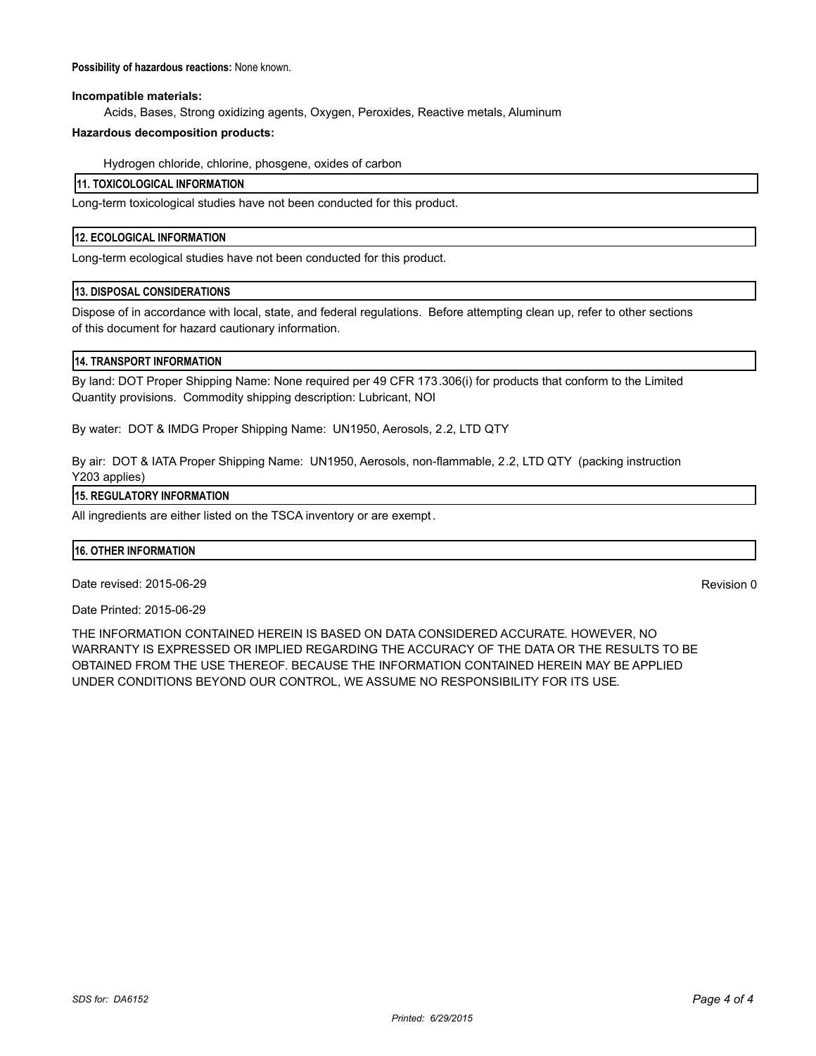**Possibility of hazardous reactions:** None known.

**Incompatible materials:**

Acids, Bases, Strong oxidizing agents, Oxygen, Peroxides, Reactive metals, Aluminum

**Hazardous decomposition products:**

Hydrogen chloride, chlorine, phosgene, oxides of carbon

## 11. TOXICOLOGICAL INFORMATION

Long-term toxicological studies have not been conducted for this product.

## 12. ECOLOGICAL INFORMATION

Long-term ecological studies have not been conducted for this product.

## 13. DISPOSAL CONSIDERATIONS

Dispose of in accordance with local, state, and federal regulations. Before attempting clean up, refer to other sections of this document for hazard cautionary information.

## 14. TRANSPORT INFORMATION

By land: DOT Proper Shipping Name: None required per 49 CFR 173.306(i) for products that conform to the Limited Quantity provisions. Commodity shipping description: Lubricant, NOI

By water: DOT & IMDG Proper Shipping Name: UN1950, Aerosols, 2.2, LTD QTY

By air: DOT & IATA Proper Shipping Name: UN1950, Aerosols, non-flammable, 2.2, LTD QTY (packing instruction Y203 applies)

## 15. REGULATORY INFORMATION

All ingredients are either listed on the TSCA inventory or are exempt.

## 16. OTHER INFORMATION

Date revised: 2015-06-29 Revision 0

Date Printed: 2015-06-29

THE INFORMATION CONTAINED HEREIN IS BASED ON DATA CONSIDERED ACCURATE. HOWEVER, NO WARRANTY IS EXPRESSED OR IMPLIED REGARDING THE ACCURACY OF THE DATA OR THE RESULTS TO BE OBTAINED FROM THE USE THEREOF. BECAUSE THE INFORMATION CONTAINED HEREIN MAY BE APPLIED UNDER CONDITIONS BEYOND OUR CONTROL, WE ASSUME NO RESPONSIBILITY FOR ITS USE.